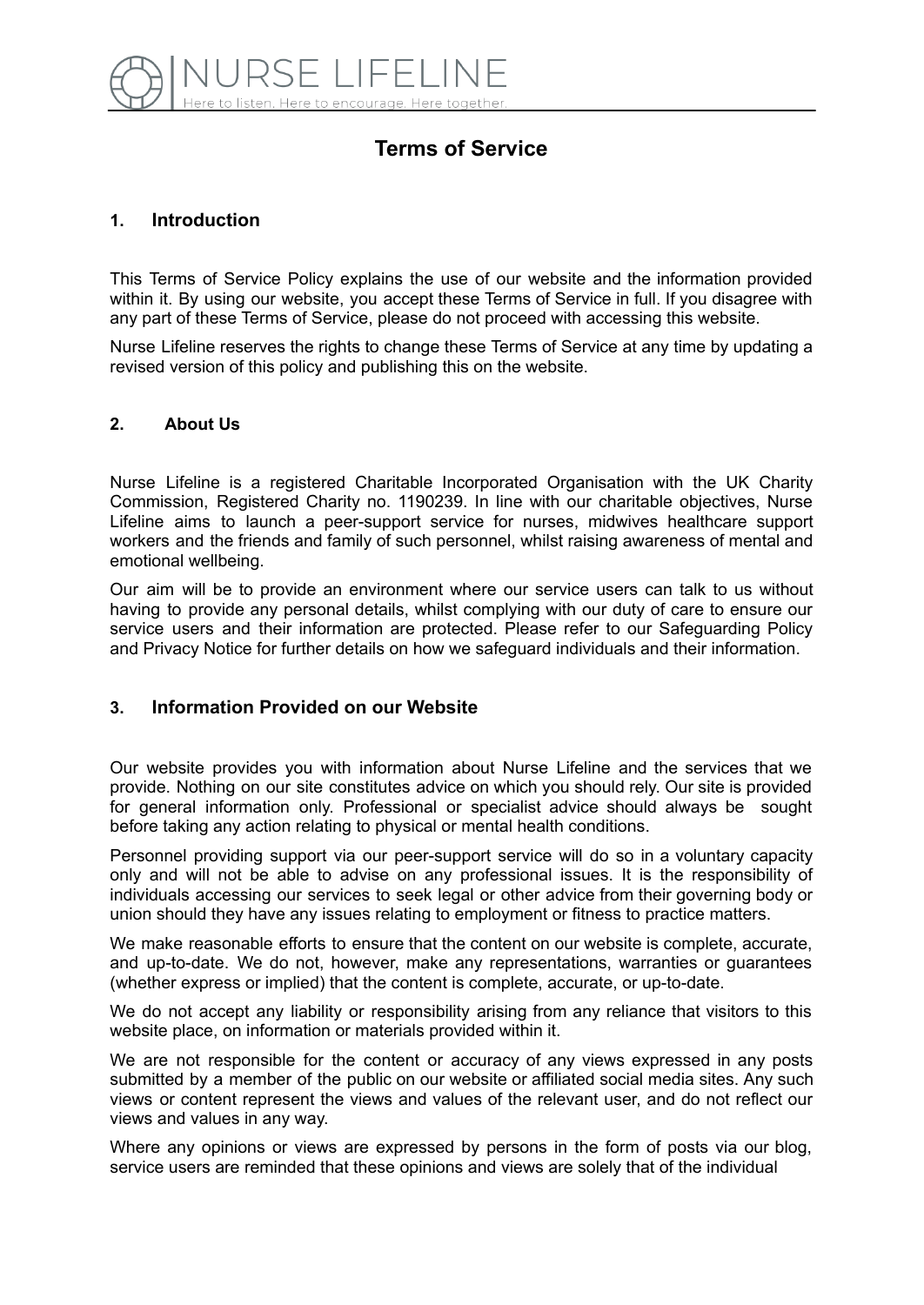# NURSE LIFELINE

Here to listen. Here to encourage. Here together.

## Terms of Service

### 1. Introduction

This Terms of Service Policy explains the use of our website and the information provided within it. By using our website, you accept these Terms of Service in full. If you disagree with any part of these Terms of Service, please do not proceed with accessing this website.

Nurse Lifeline reserves the rights to change these Terms of Service at any time by updating a revised version of this policy and publishing this on the website.

### 2. About Us

Nurse Lifeline is a registered Charitable Incorporated Organisation with the UK Charity Commission, Registered Charity no. 1190239. In line with our charitable objectives, Nurse Lifeline aims to launch a peer-support service for nurses, midwives healthcare support workers and the friends and family of such personnel, whilst raising awareness of mental and emotional wellbeing.

Our aim will be to provide an environment where our service users can talk to us without having to provide any personal details, whilst complying with our duty of care to ensure our service users and their information are protected. Please refer to our Safeguarding Policy and Privacy Notice for further details on how we safeguard individuals and their information.

### 3. Information Provided on our Website

Our website provides you with information about Nurse Lifeline and the services that we provide. Nothing on our site constitutes advice on which you should rely. Our site is provided for general information only. Professional or specialist advice should always be sought before taking any action relating to physical or mental health conditions.

Personnel providing support via our peer-support service will do so in a voluntary capacity only and will not be able to advise on any professional issues. It is the responsibility of individuals accessing our services to seek legal or other advice from their governing body or union should they have any issues relating to employment or fitness to practice matters.

We make reasonable efforts to ensure that the content on our website is complete, accurate, and up-to-date. We do not, however, make any representations, warranties or guarantees (whether express or implied) that the content is complete, accurate, or up-to-date.

We do not accept any liability or responsibility arising from any reliance that visitors to this website place, on information or materials provided within it.

We are not responsible for the content or accuracy of any views expressed in any posts submitted by a member of the public on our website or affiliated social media sites. Any such views or content represent the views and values of the relevant user, and do not reflect our views and values in any way.

Where any opinions or views are expressed by persons in the form of posts via our blog, service users are reminded that these opinions and views are solely that of the individual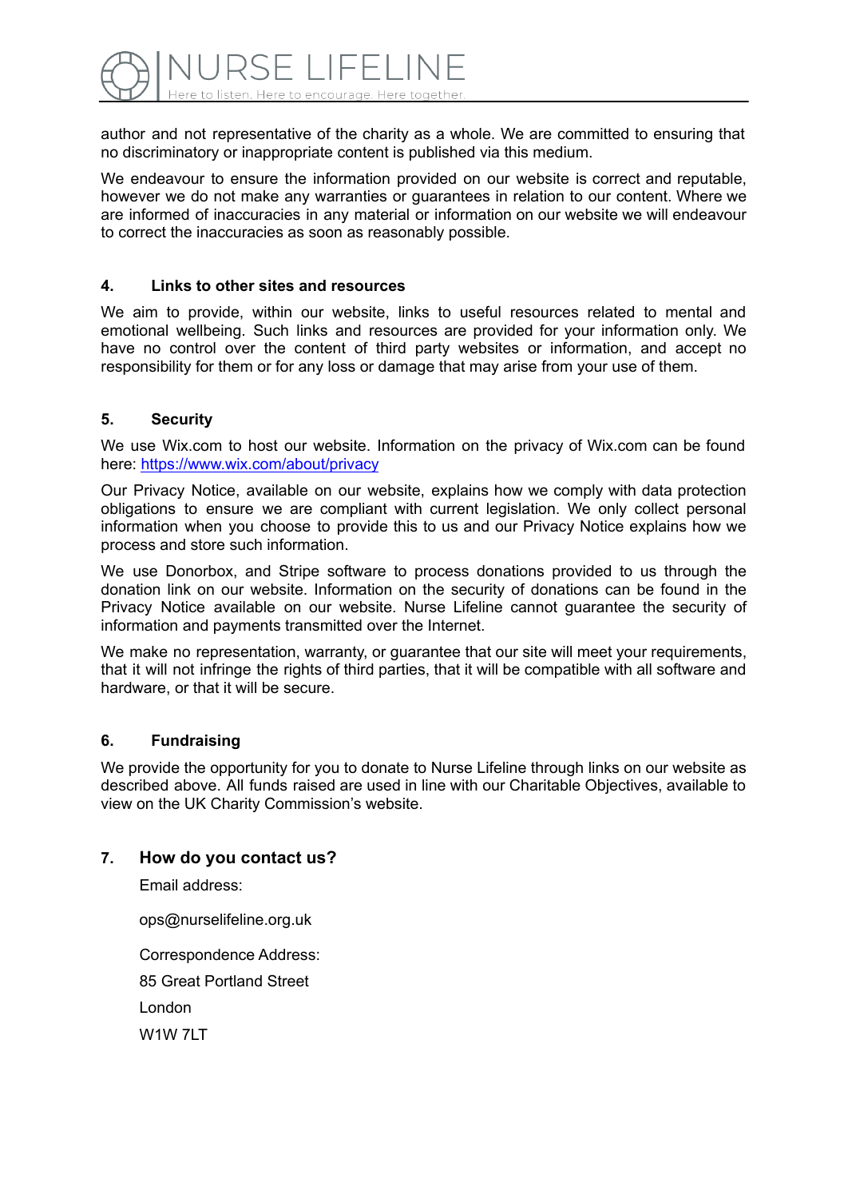author and not representative of the charity as a whole. We are committed to ensuring that no discriminatory or inappropriate content is published via this medium.

We endeavour to ensure the information provided on our website is correct and reputable, however we do not make any warranties or guarantees in relation to our content. Where we are informed of inaccuracies in any material or information on our website we will endeavour to correct the inaccuracies as soon as reasonably possible.

#### 4. Links to other sites and resources

We aim to provide, within our website, links to useful resources related to mental and emotional wellbeing. Such links and resources are provided for your information only. We have no control over the content of third party websites or information, and accept no responsibility for them or for any loss or damage that may arise from your use of them.

#### 5. Security

We use Wix.com to host our website. Information on the privacy of Wix.com can be found here: https://www.wix.com/about/privacy

Our Privacy Notice, available on our website, explains how we comply with data protection obligations to ensure we are compliant with current legislation. We only collect personal information when you choose to provide this to us and our Privacy Notice explains how we process and store such information.

We use Donorbox, and Stripe software to process donations provided to us through the donation link on our website. Information on the security of donations can be found in the Privacy Notice available on our website. Nurse Lifeline cannot guarantee the security of information and payments transmitted over the Internet.

We make no representation, warranty, or guarantee that our site will meet your requirements, that it will not infringe the rights of third parties, that it will be compatible with all software and hardware, or that it will be secure.

#### 6. Fundraising

We provide the opportunity for you to donate to Nurse Lifeline through links on our website as described above. All funds raised are used in line with our Charitable Objectives, available to view on the UK Charity Commission's website.

### 7. How do you contact us?

Email address:

ops@nurselifeline.org.uk

Correspondence Address:

85 Great Portland Street

London

W1W 7LT